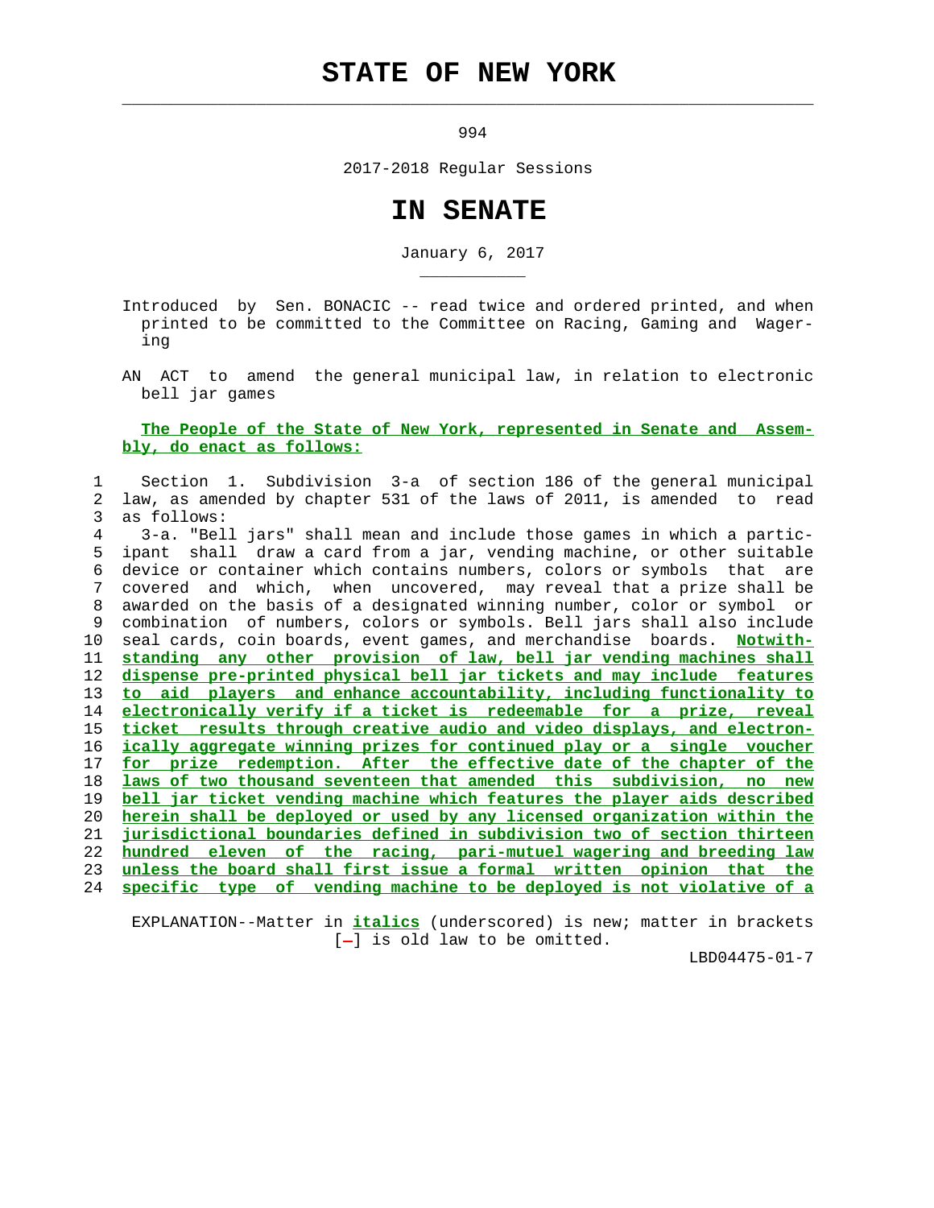# STATE OF NEW YORK

994

2017-2018 Regular Sessions

# IN SENATE

January 6, 2017

Introduced by Sen. BONACIC -- read twice and ordered printed, and when printed to be committed to the Committee on Racing, Gaming and Wagering

AN ACT to amend the general municipal law, in relation to electronic bell jar games

**The People of the State of New York, represented in Senate and Assembly, do enact as follows:**

Section 1. Subdivision 3-a of section 186 of the general municipal law, as amended by chapter 531 of the laws of 2011, is amended to read as follows:

3-a. "Bell jars" shall mean and include those games in which a participant shall draw a card from a jar, vending machine, or other suitable device or container which contains numbers, colors or symbols that are covered and which, when uncovered, may reveal that a prize shall be awarded on the basis of a designated winning number, color or symbol or combination of numbers, colors or symbols. Bell jars shall also include seal cards, coin boards, event games, and merchandise boards. **Notwithstanding any other provision of law, bell jar vending machines shall dispense pre-printed physical bell jar tickets and may include features to aid players and enhance accountability, including functionality to electronically verify if a ticket is redeemable for a prize, reveal ticket results through creative audio and video displays, and electronically aggregate winning prizes for continued play or a single voucher for prize redemption. After the effective date of the chapter of the laws of two thousand seventeen that amended this subdivision, no new bell jar ticket vending machine which features the player aids described herein shall be deployed or used by any licensed organization within the jurisdictional boundaries defined in subdivision two of section thirteen hundred eleven of the racing, pari-mutuel wagering and breeding law unless the board shall first issue a formal written opinion that the specific type of vending machine to be deployed is not violative of a**

EXPLANATION--Matter in ***italics*** (underscored) is new; matter in brackets [-] is old law to be omitted.

LBD04475-01-7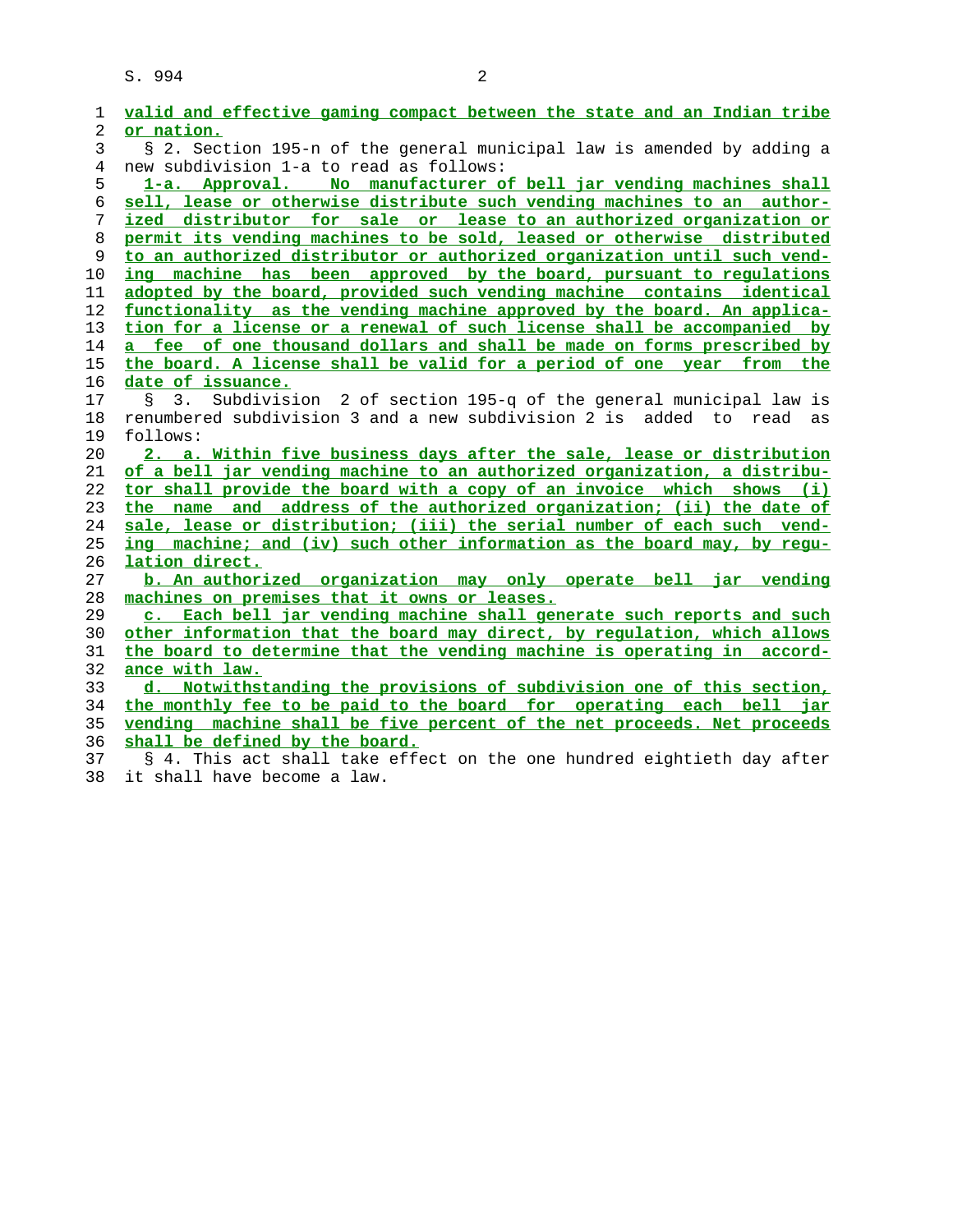valid and effective gaming compact between the state and an Indian tribe or nation.

§ 2. Section 195-n of the general municipal law is amended by adding a new subdivision 1-a to read as follows:

1-a. Approval. No manufacturer of bell jar vending machines shall sell, lease or otherwise distribute such vending machines to an authorized distributor for sale or lease to an authorized organization or permit its vending machines to be sold, leased or otherwise distributed to an authorized distributor or authorized organization until such vending machine has been approved by the board, pursuant to regulations adopted by the board, provided such vending machine contains identical functionality as the vending machine approved by the board. An application for a license or a renewal of such license shall be accompanied by a fee of one thousand dollars and shall be made on forms prescribed by the board. A license shall be valid for a period of one year from the date of issuance.

§ 3. Subdivision 2 of section 195-q of the general municipal law is renumbered subdivision 3 and a new subdivision 2 is added to read as follows:

2. a. Within five business days after the sale, lease or distribution of a bell jar vending machine to an authorized organization, a distributor shall provide the board with a copy of an invoice which shows (i) the name and address of the authorized organization; (ii) the date of sale, lease or distribution; (iii) the serial number of each such vending machine; and (iv) such other information as the board may, by regulation direct.

b. An authorized organization may only operate bell jar vending machines on premises that it owns or leases.

c. Each bell jar vending machine shall generate such reports and such other information that the board may direct, by regulation, which allows the board to determine that the vending machine is operating in accordance with law.

d. Notwithstanding the provisions of subdivision one of this section, the monthly fee to be paid to the board for operating each bell jar vending machine shall be five percent of the net proceeds. Net proceeds shall be defined by the board.

§ 4. This act shall take effect on the one hundred eightieth day after it shall have become a law.